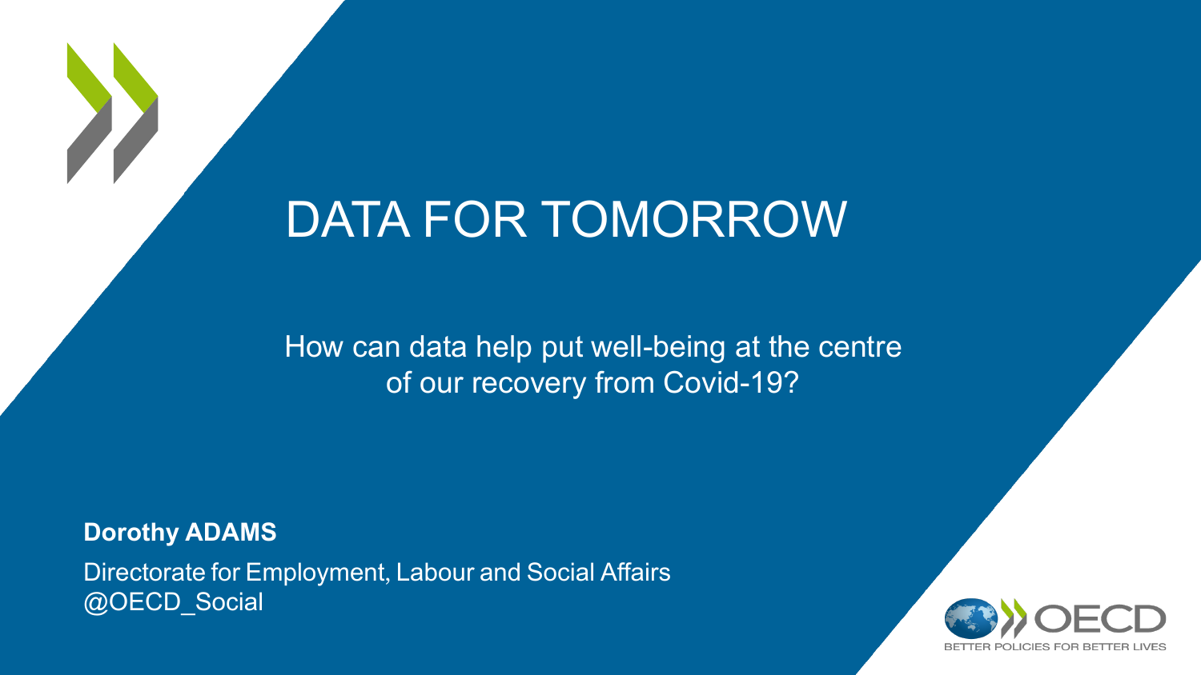# DATA FOR TOMORROW

How can data help put well-being at the centre of our recovery from Covid-19?

**Dorothy ADAMS**

Directorate for Employment, Labour and Social Affairs
@OECD_Social

OECD
BETTER POLICIES FOR BETTER LIVES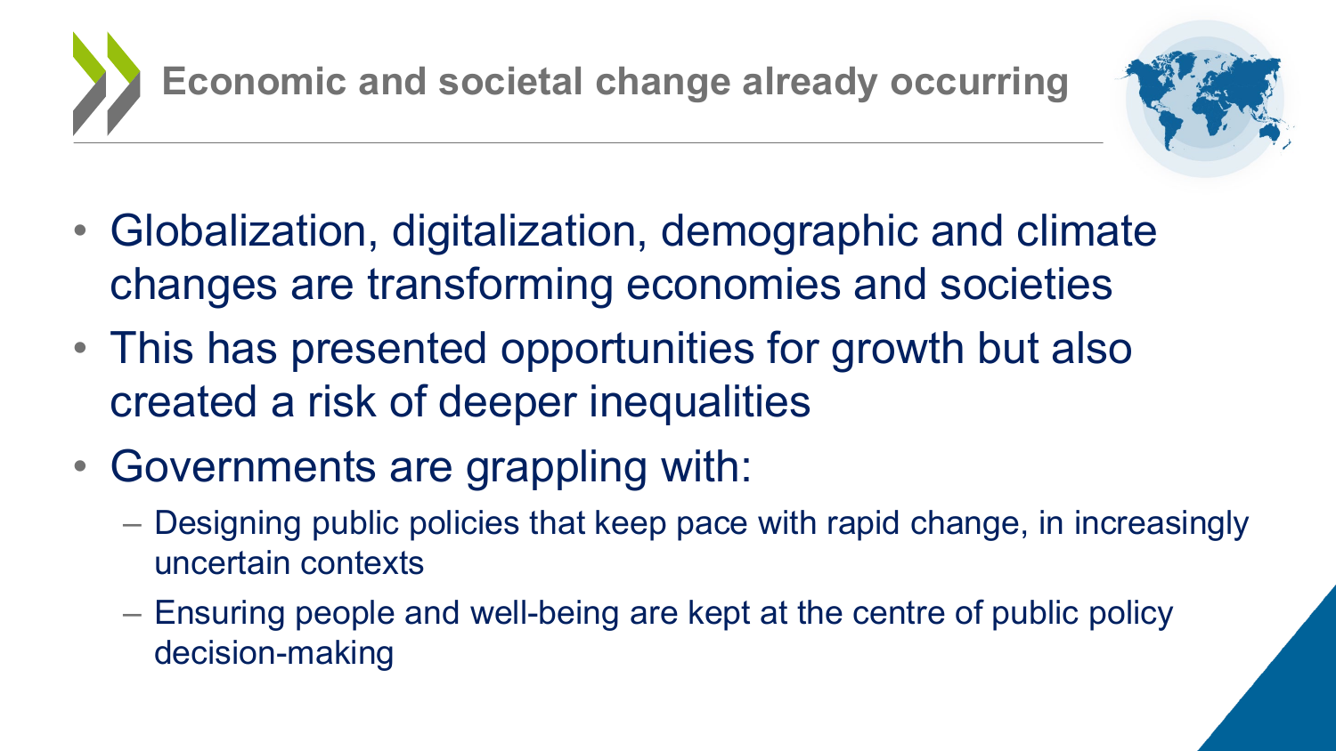## Economic and societal change already occurring

- Globalization, digitalization, demographic and climate changes are transforming economies and societies
- This has presented opportunities for growth but also created a risk of deeper inequalities
- Governments are grappling with:
  - Designing public policies that keep pace with rapid change, in increasingly uncertain contexts
  - Ensuring people and well-being are kept at the centre of public policy decision-making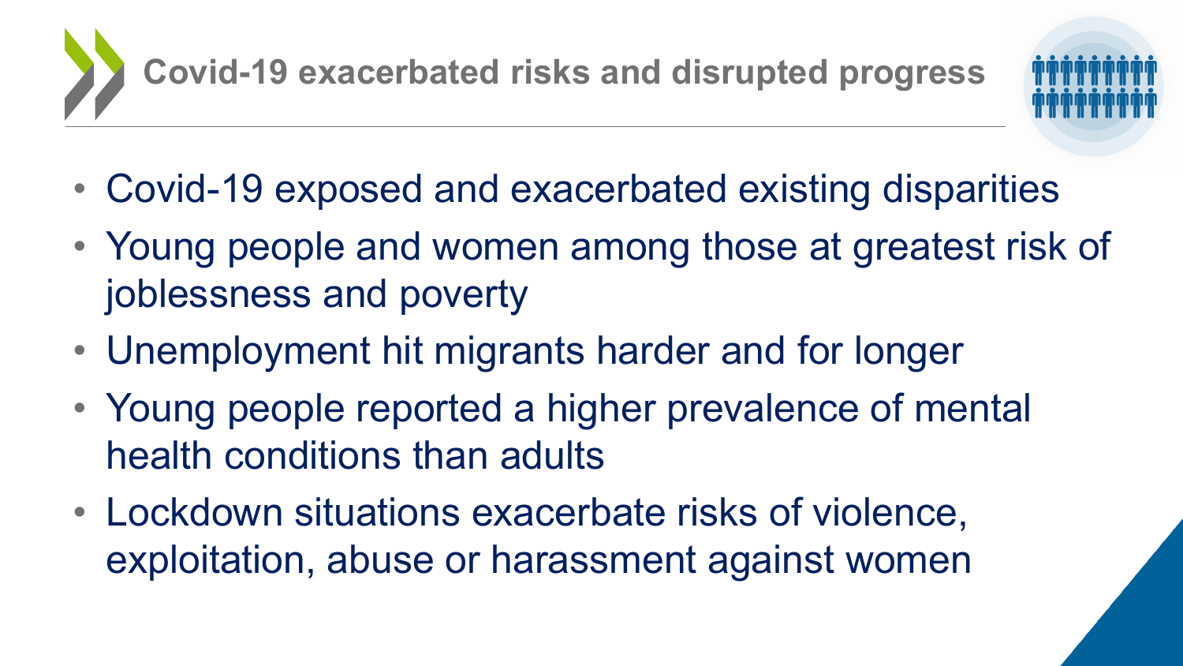## Covid-19 exacerbated risks and disrupted progress

- Covid-19 exposed and exacerbated existing disparities
- Young people and women among those at greatest risk of joblessness and poverty
- Unemployment hit migrants harder and for longer
- Young people reported a higher prevalence of mental health conditions than adults
- Lockdown situations exacerbate risks of violence, exploitation, abuse or harassment against women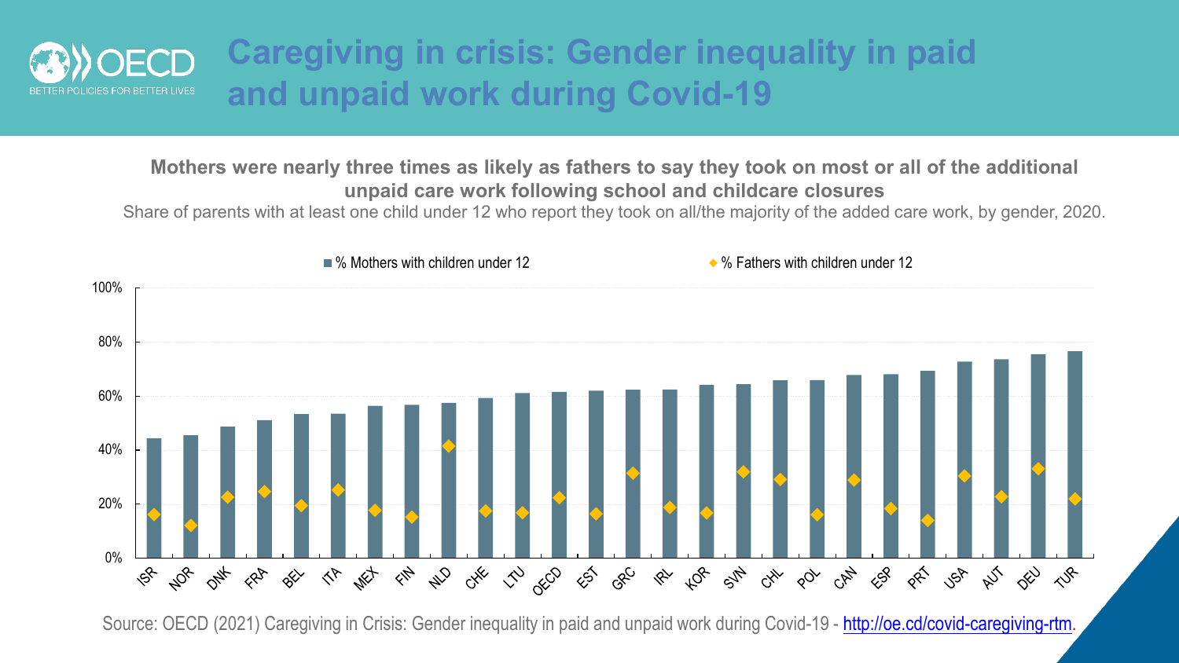# Caregiving in crisis: Gender inequality in paid and unpaid work during Covid-19

**Mothers were nearly three times as likely as fathers to say they took on most or all of the additional unpaid care work following school and childcare closures**

Share of parents with at least one child under 12 who report they took on all/the majority of the added care work, by gender, 2020.

■ % Mothers with children under 12 ◆ % Fathers with children under 12

100%, 80%, 60%, 40%, 20%, 0%

ISR, NOR, DNK, FRA, BEL, ITA, MEX, FIN, NLD, CHE, LTU, OECD, EST, GRC, IRL, KOR, SVN, CHL, POL, CAN, ESP, PRT, USA, AUT, DEU, TUR

Source: OECD (2021) Caregiving in Crisis: Gender inequality in paid and unpaid work during Covid-19 - http://oe.cd/covid-caregiving-rtm.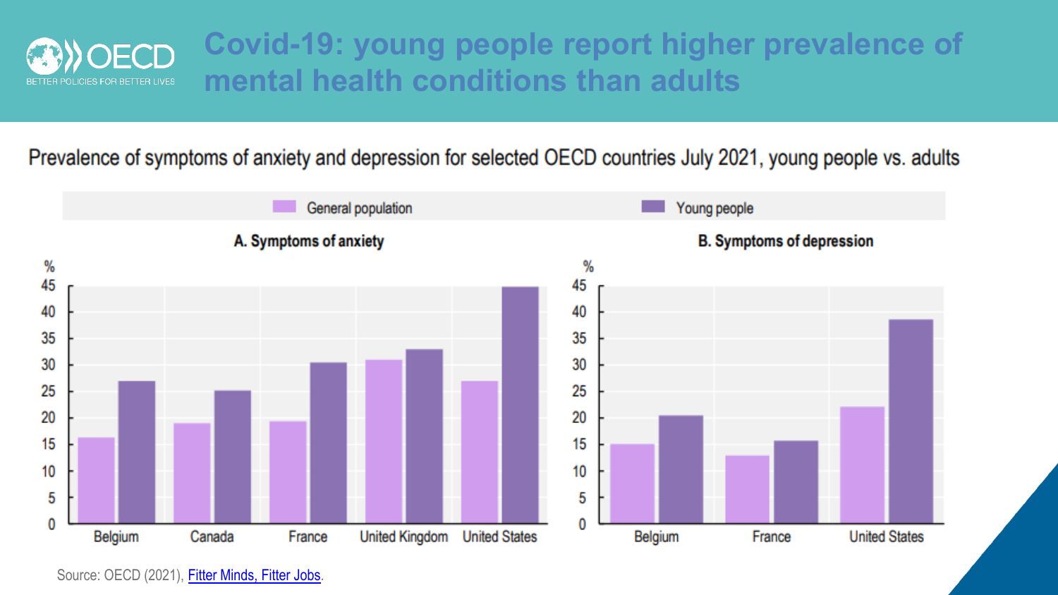# Covid-19: young people report higher prevalence of mental health conditions than adults

Prevalence of symptoms of anxiety and depression for selected OECD countries July 2021, young people vs. adults

General population | Young people

**A. Symptoms of anxiety**

**B. Symptoms of depression**

Source: OECD (2021), Fitter Minds, Fitter Jobs.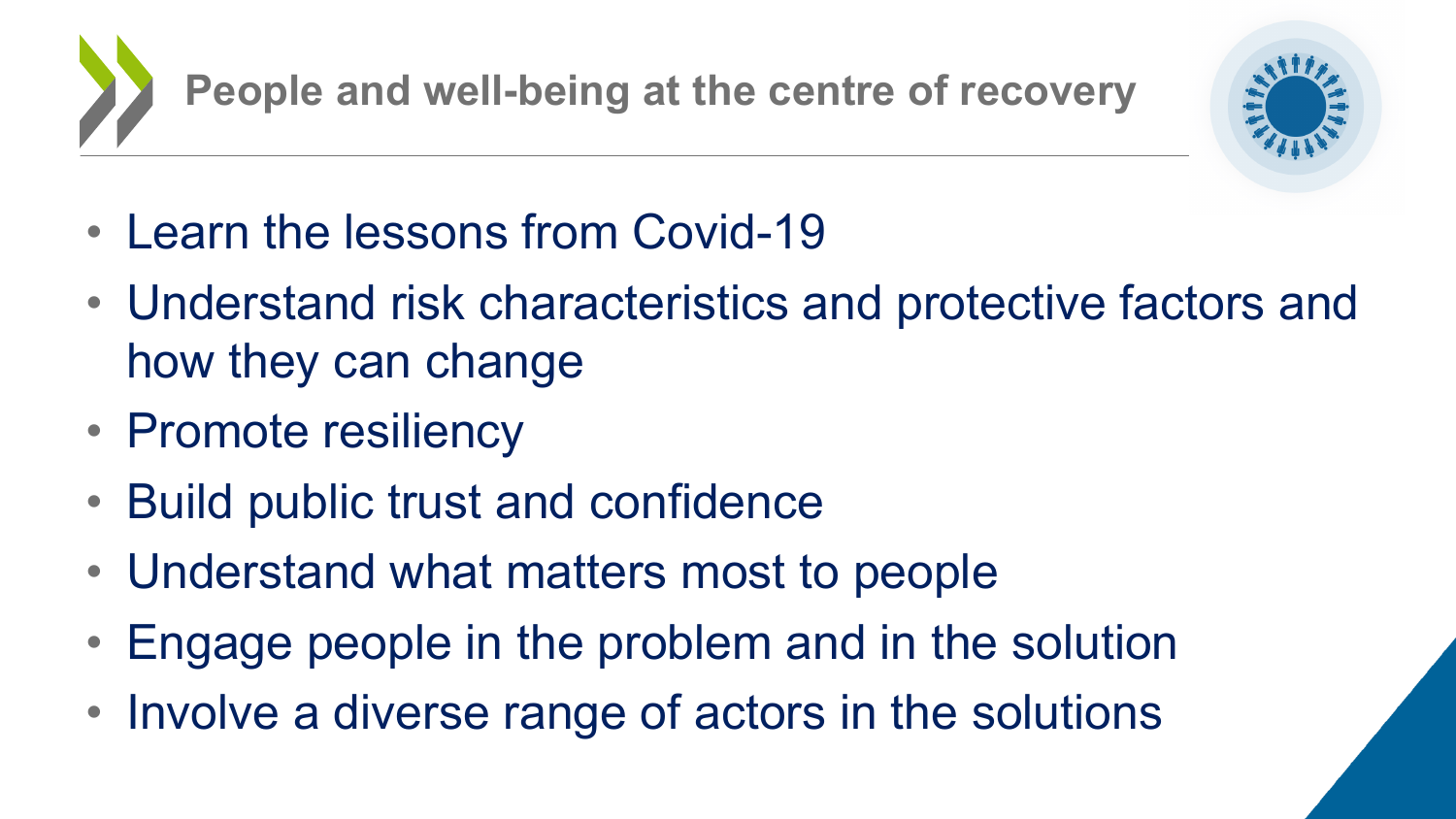## People and well-being at the centre of recovery

- Learn the lessons from Covid-19
- Understand risk characteristics and protective factors and how they can change
- Promote resiliency
- Build public trust and confidence
- Understand what matters most to people
- Engage people in the problem and in the solution
- Involve a diverse range of actors in the solutions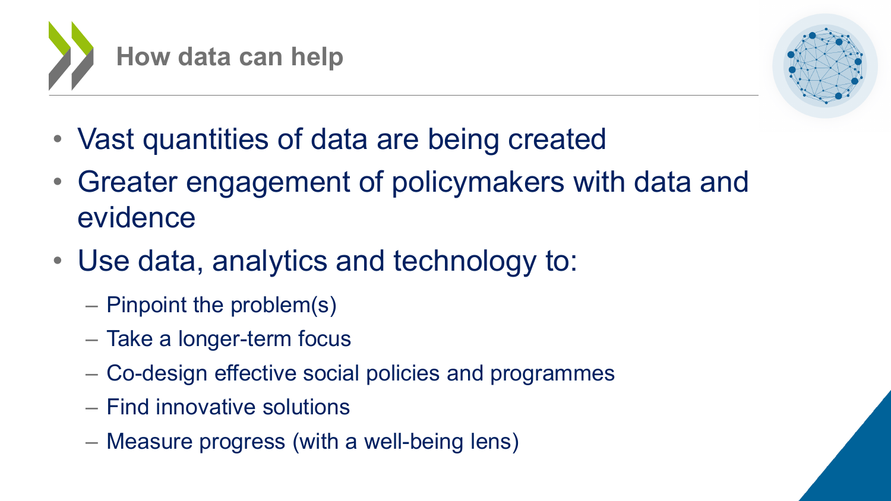# How data can help

- Vast quantities of data are being created
- Greater engagement of policymakers with data and evidence
- Use data, analytics and technology to:
  - Pinpoint the problem(s)
  - Take a longer-term focus
  - Co-design effective social policies and programmes
  - Find innovative solutions
  - Measure progress (with a well-being lens)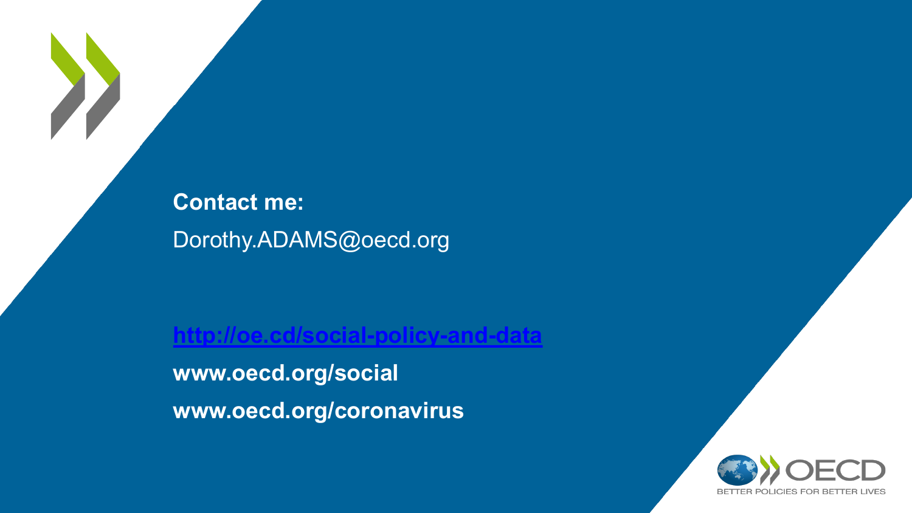**Contact me:**

Dorothy.ADAMS@oecd.org

http://oe.cd/social-policy-and-data

**www.oecd.org/social**

**www.oecd.org/coronavirus**